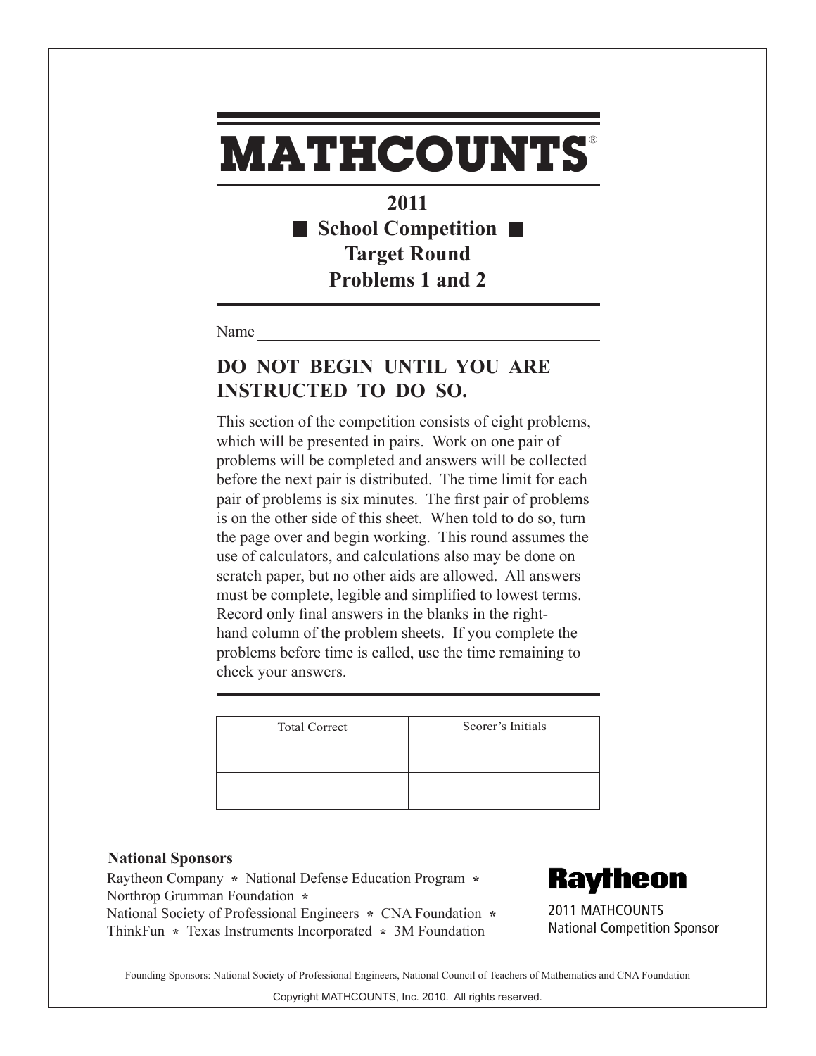# MATHCOUNTS®

## 2011
## ■ School Competition ■
## Target Round
## Problems 1 and 2

Name ________________________________

### DO NOT BEGIN UNTIL YOU ARE INSTRUCTED TO DO SO.

This section of the competition consists of eight problems, which will be presented in pairs. Work on one pair of problems will be completed and answers will be collected before the next pair is distributed. The time limit for each pair of problems is six minutes. The first pair of problems is on the other side of this sheet. When told to do so, turn the page over and begin working. This round assumes the use of calculators, and calculations also may be done on scratch paper, but no other aids are allowed. All answers must be complete, legible and simplified to lowest terms. Record only final answers in the blanks in the right-hand column of the problem sheets. If you complete the problems before time is called, use the time remaining to check your answers.

| Total Correct | Scorer's Initials |
| --- | --- |
| | |
| | |

**National Sponsors**

Raytheon Company * National Defense Education Program *
Northrop Grumman Foundation *
National Society of Professional Engineers * CNA Foundation *
ThinkFun * Texas Instruments Incorporated * 3M Foundation

**Raytheon**

2011 MATHCOUNTS
National Competition Sponsor

Founding Sponsors: National Society of Professional Engineers, National Council of Teachers of Mathematics and CNA Foundation

Copyright MATHCOUNTS, Inc. 2010. All rights reserved.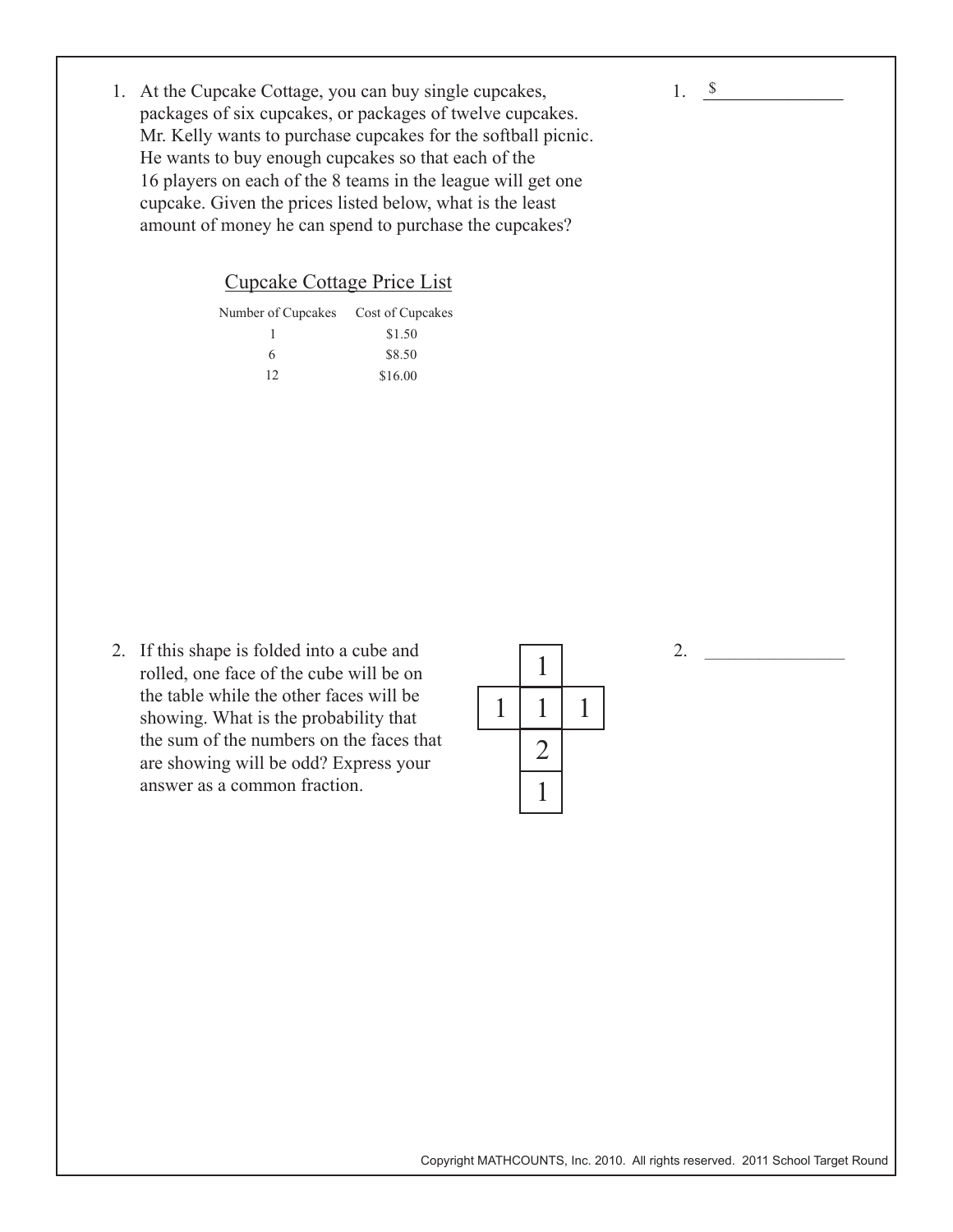1. At the Cupcake Cottage, you can buy single cupcakes, packages of six cupcakes, or packages of twelve cupcakes. Mr. Kelly wants to purchase cupcakes for the softball picnic. He wants to buy enough cupcakes so that each of the 16 players on each of the 8 teams in the league will get one cupcake. Given the prices listed below, what is the least amount of money he can spend to purchase the cupcakes?

1. $ _______________

Cupcake Cottage Price List

| Number of Cupcakes | Cost of Cupcakes |
|---|---|
| 1 | $1.50 |
| 6 | $8.50 |
| 12 | $16.00 |

2. If this shape is folded into a cube and rolled, one face of the cube will be on the table while the other faces will be showing. What is the probability that the sum of the numbers on the faces that are showing will be odd? Express your answer as a common fraction.

| | 1 | |
|---|---|---|
| 1 | 1 | 1 |
| | 2 | |
| | 1 | |

2. _______________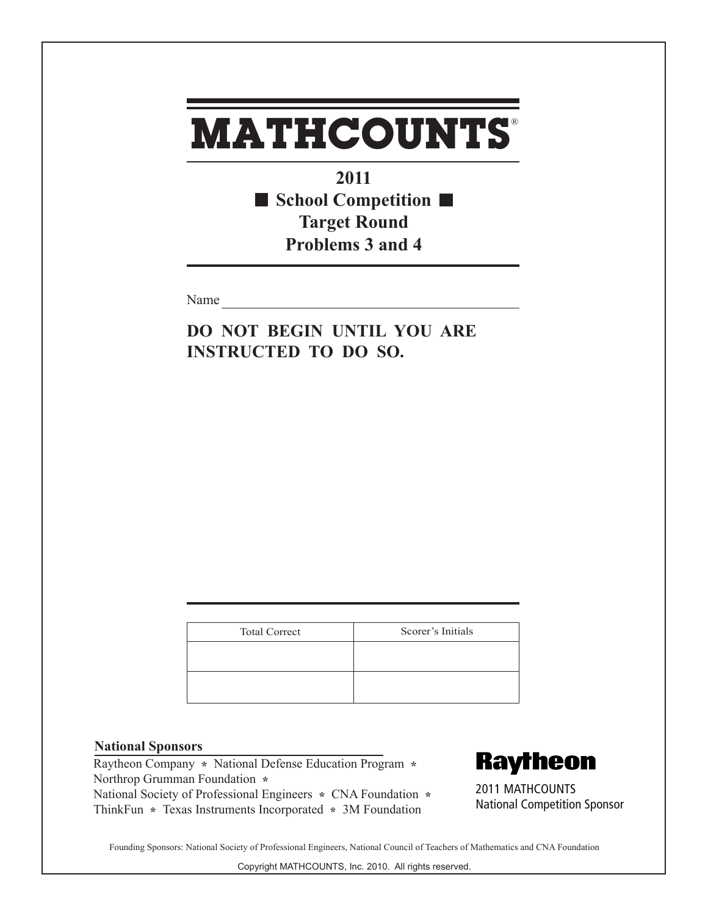# MATHCOUNTS®

**2011**

**■ School Competition ■**

**Target Round**

**Problems 3 and 4**

Name ________________________________

**DO NOT BEGIN UNTIL YOU ARE INSTRUCTED TO DO SO.**

| Total Correct | Scorer's Initials |
|---|---|
| | |
| | |

**National Sponsors**

Raytheon Company * National Defense Education Program *
Northrop Grumman Foundation *
National Society of Professional Engineers * CNA Foundation *
ThinkFun * Texas Instruments Incorporated * 3M Foundation

**Raytheon**

2011 MATHCOUNTS
National Competition Sponsor

Founding Sponsors: National Society of Professional Engineers, National Council of Teachers of Mathematics and CNA Foundation

Copyright MATHCOUNTS, Inc. 2010. All rights reserved.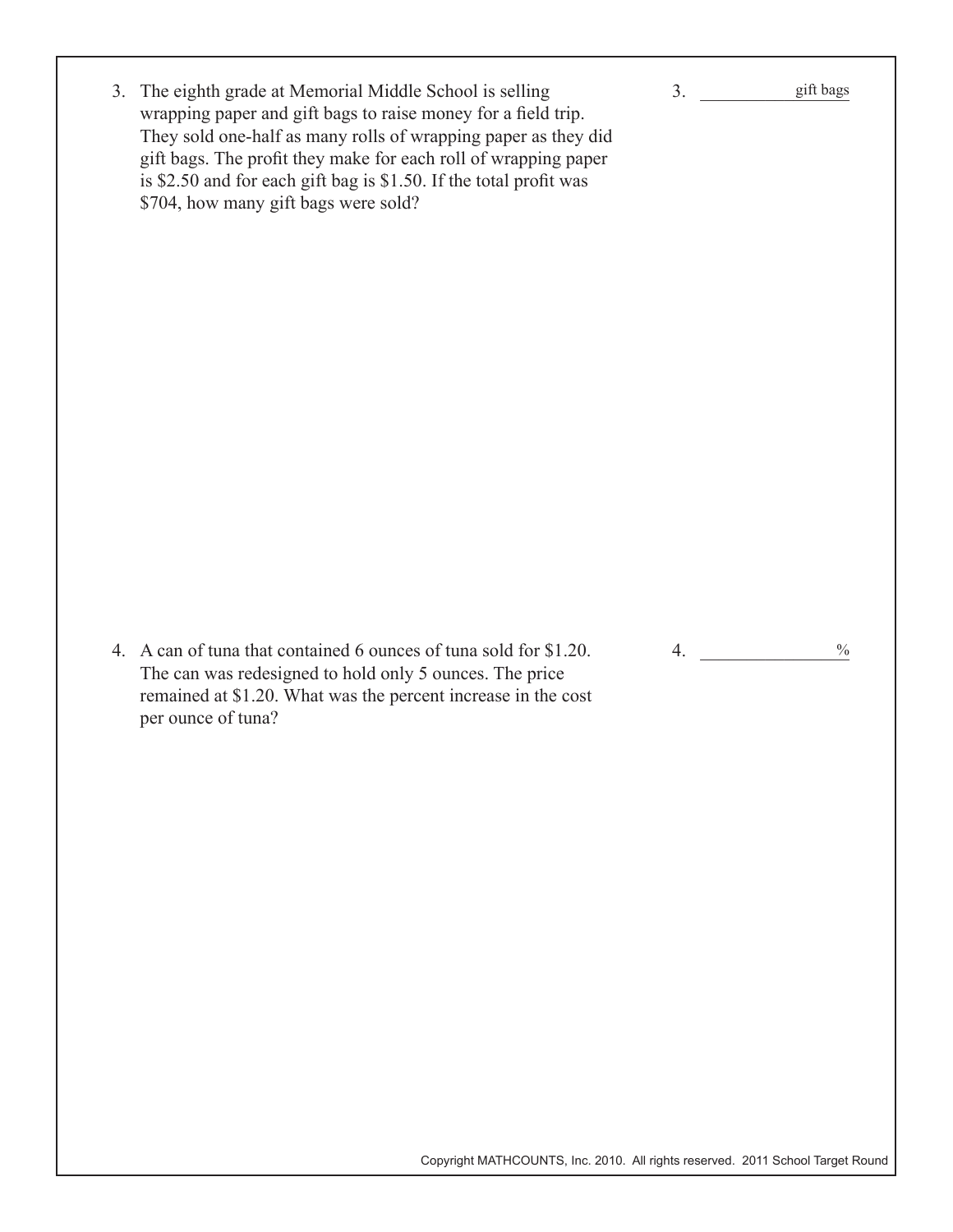3. The eighth grade at Memorial Middle School is selling wrapping paper and gift bags to raise money for a field trip. They sold one-half as many rolls of wrapping paper as they did gift bags. The profit they make for each roll of wrapping paper is \$2.50 and for each gift bag is \$1.50. If the total profit was \$704, how many gift bags were sold?

3. ____________ gift bags

4. A can of tuna that contained 6 ounces of tuna sold for \$1.20. The can was redesigned to hold only 5 ounces. The price remained at \$1.20. What was the percent increase in the cost per ounce of tuna?

4. ____________ %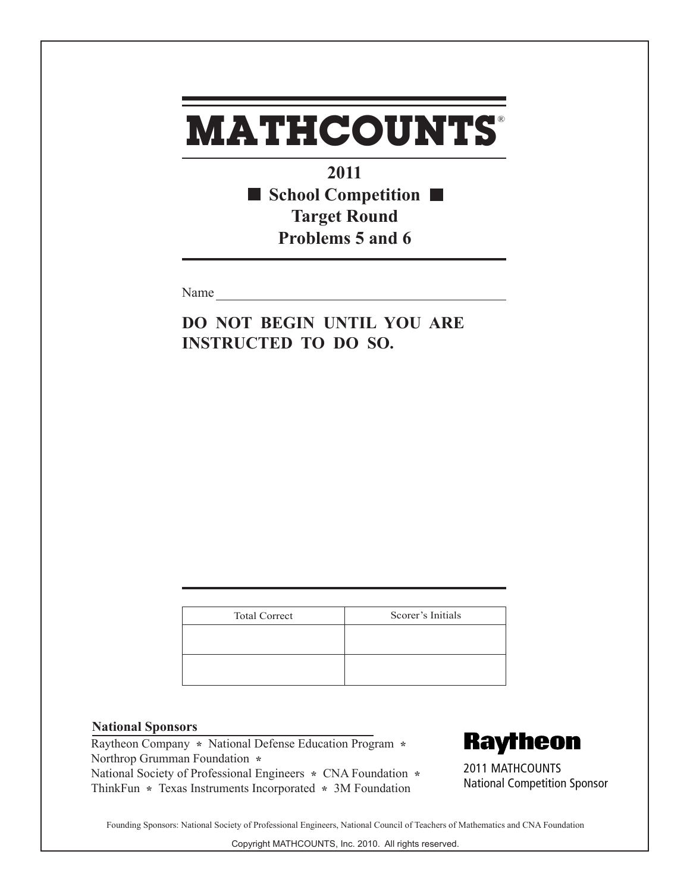# MATHCOUNTS®

**2011**

**■ School Competition ■**

**Target Round**

**Problems 5 and 6**

Name ________________________________________

**DO NOT BEGIN UNTIL YOU ARE INSTRUCTED TO DO SO.**

| Total Correct | Scorer's Initials |
|---|---|
| | |
| | |

**National Sponsors**

Raytheon Company * National Defense Education Program *
Northrop Grumman Foundation *
National Society of Professional Engineers * CNA Foundation *
ThinkFun * Texas Instruments Incorporated * 3M Foundation

**Raytheon**

2011 MATHCOUNTS
National Competition Sponsor

Founding Sponsors: National Society of Professional Engineers, National Council of Teachers of Mathematics and CNA Foundation

Copyright MATHCOUNTS, Inc. 2010. All rights reserved.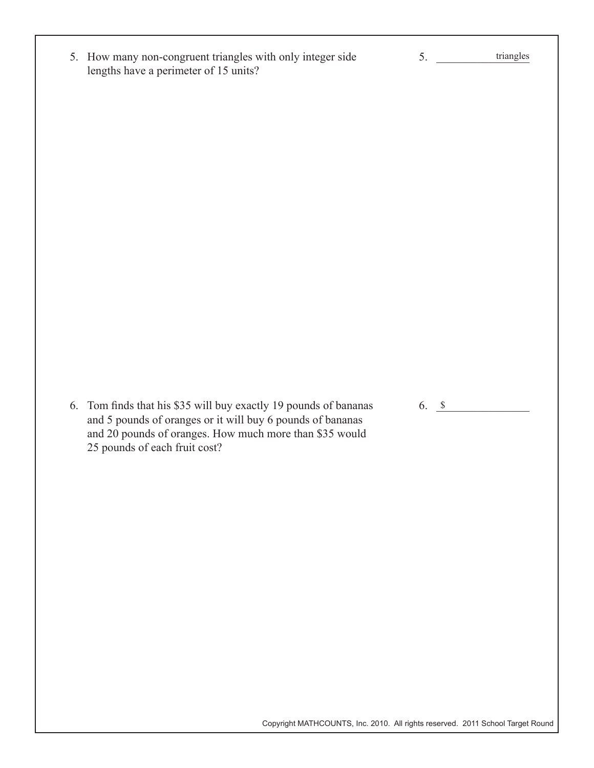5. How many non-congruent triangles with only integer side lengths have a perimeter of 15 units?

5. ____________ triangles

6. Tom finds that his $35 will buy exactly 19 pounds of bananas and 5 pounds of oranges or it will buy 6 pounds of bananas and 20 pounds of oranges. How much more than $35 would 25 pounds of each fruit cost?

6. $ ____________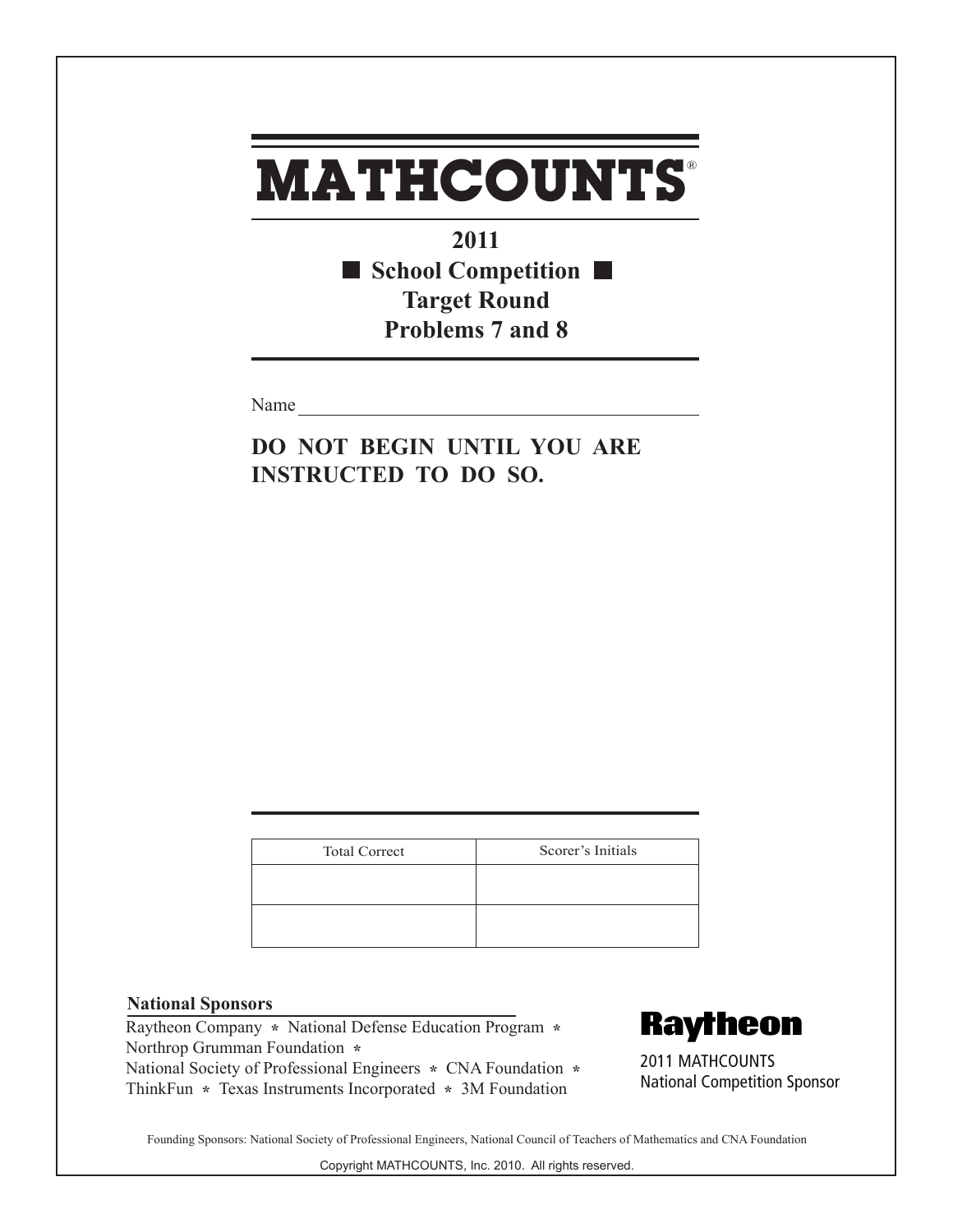# MATHCOUNTS®

## 2011
## ■ School Competition ■
## Target Round
## Problems 7 and 8

Name ___________________________________________

**DO NOT BEGIN UNTIL YOU ARE INSTRUCTED TO DO SO.**

| Total Correct | Scorer's Initials |
| --- | --- |
| | |
| | |

**National Sponsors**

Raytheon Company * National Defense Education Program *
Northrop Grumman Foundation *
National Society of Professional Engineers * CNA Foundation *
ThinkFun * Texas Instruments Incorporated * 3M Foundation

**Raytheon**

2011 MATHCOUNTS
National Competition Sponsor

Founding Sponsors: National Society of Professional Engineers, National Council of Teachers of Mathematics and CNA Foundation

Copyright MATHCOUNTS, Inc. 2010. All rights reserved.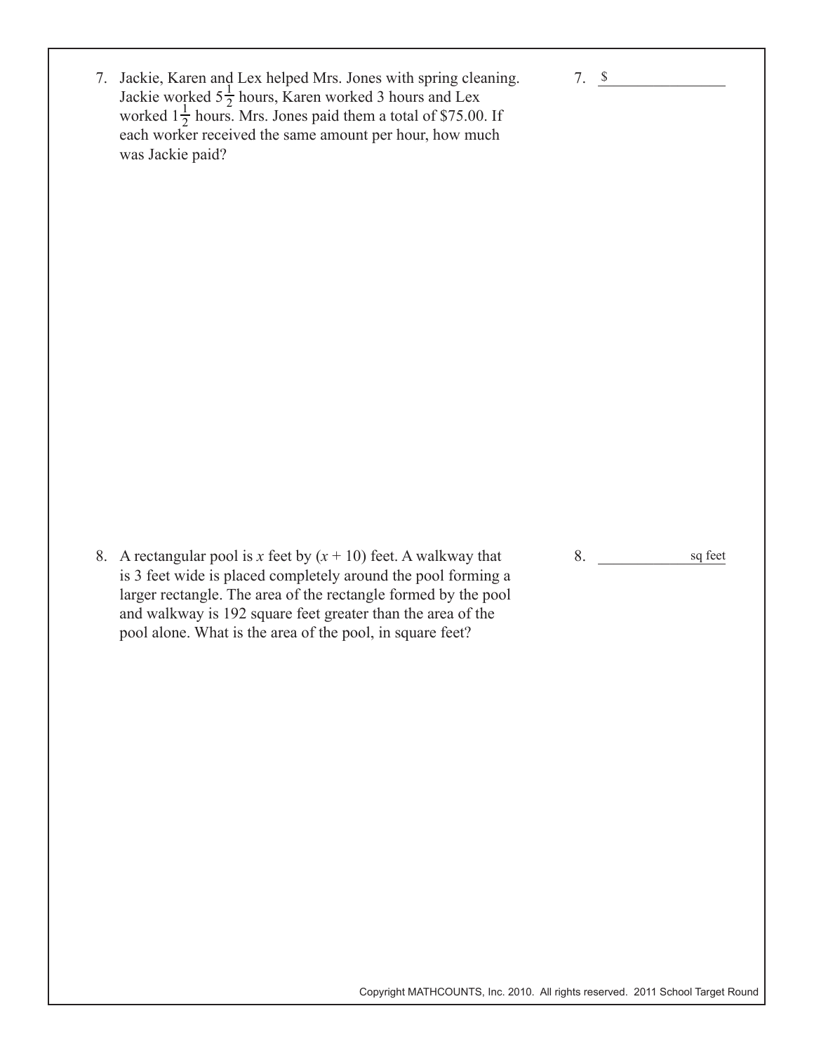7. Jackie, Karen and Lex helped Mrs. Jones with spring cleaning. Jackie worked $5\frac{1}{2}$ hours, Karen worked 3 hours and Lex worked $1\frac{1}{2}$ hours. Mrs. Jones paid them a total of \$75.00. If each worker received the same amount per hour, how much was Jackie paid?

7. \$ ________________

8. A rectangular pool is $x$ feet by $(x + 10)$ feet. A walkway that is 3 feet wide is placed completely around the pool forming a larger rectangle. The area of the rectangle formed by the pool and walkway is 192 square feet greater than the area of the pool alone. What is the area of the pool, in square feet?

8. ________________ sq feet

Copyright MATHCOUNTS, Inc. 2010. All rights reserved. 2011 School Target Round